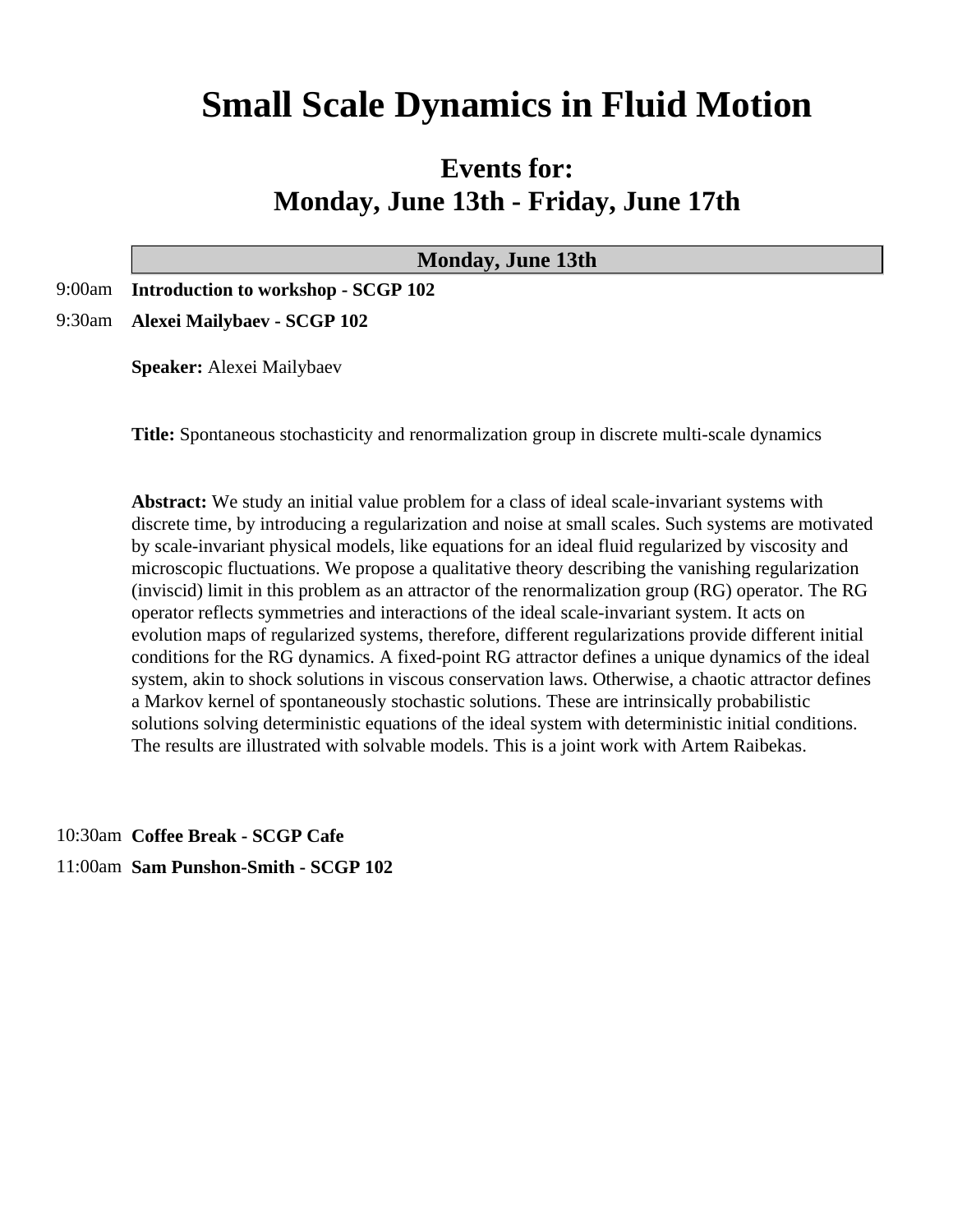# Small Scale Dynamics in Fluid Motion

## Events for:
## Monday, June 13th - Friday, June 17th

### Monday, June 13th

9:00am **Introduction to workshop - SCGP 102**

9:30am **Alexei Mailybaev - SCGP 102**

**Speaker:** Alexei Mailybaev

**Title:** Spontaneous stochasticity and renormalization group in discrete multi-scale dynamics

**Abstract:** We study an initial value problem for a class of ideal scale-invariant systems with discrete time, by introducing a regularization and noise at small scales. Such systems are motivated by scale-invariant physical models, like equations for an ideal fluid regularized by viscosity and microscopic fluctuations. We propose a qualitative theory describing the vanishing regularization (inviscid) limit in this problem as an attractor of the renormalization group (RG) operator. The RG operator reflects symmetries and interactions of the ideal scale-invariant system. It acts on evolution maps of regularized systems, therefore, different regularizations provide different initial conditions for the RG dynamics. A fixed-point RG attractor defines a unique dynamics of the ideal system, akin to shock solutions in viscous conservation laws. Otherwise, a chaotic attractor defines a Markov kernel of spontaneously stochastic solutions. These are intrinsically probabilistic solutions solving deterministic equations of the ideal system with deterministic initial conditions. The results are illustrated with solvable models. This is a joint work with Artem Raibekas.

10:30am **Coffee Break - SCGP Cafe**

11:00am **Sam Punshon-Smith - SCGP 102**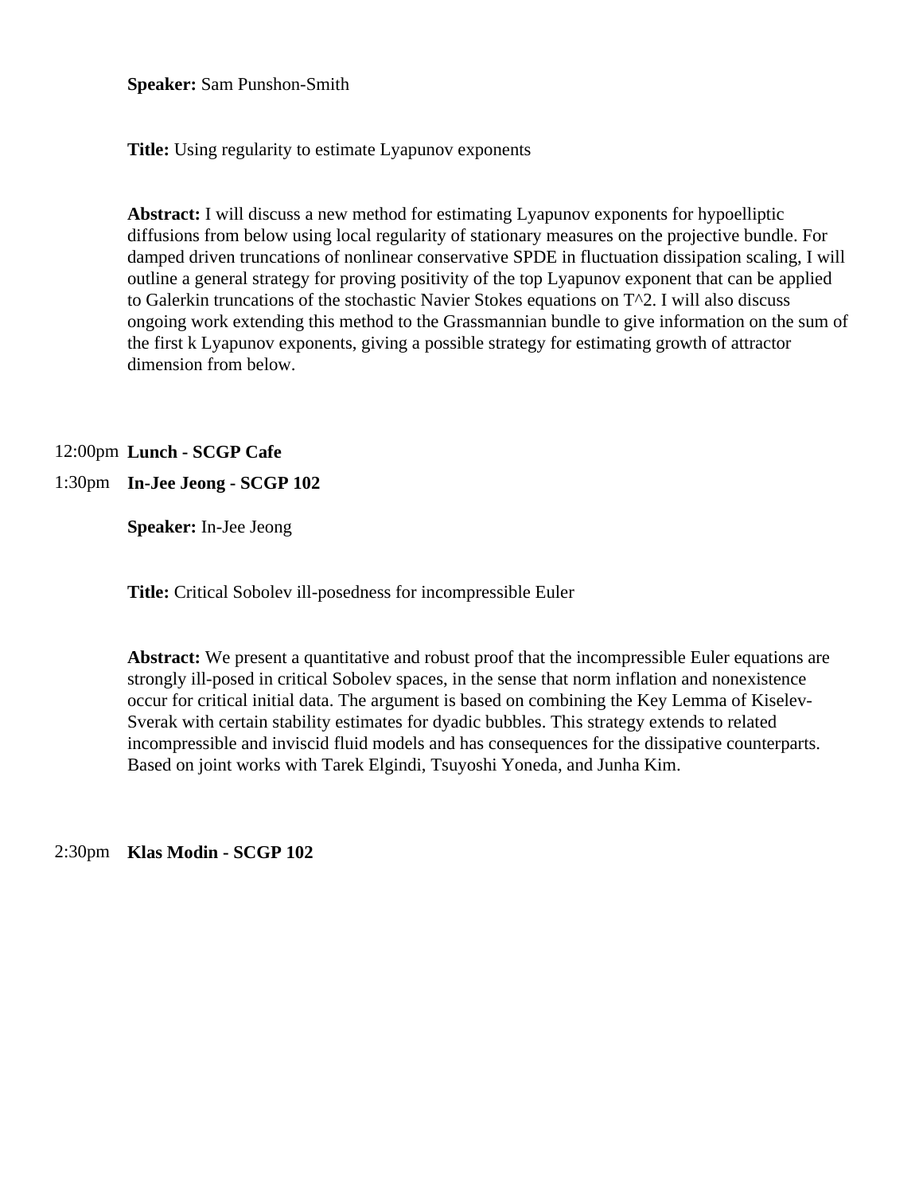**Speaker:** Sam Punshon-Smith

**Title:** Using regularity to estimate Lyapunov exponents

**Abstract:** I will discuss a new method for estimating Lyapunov exponents for hypoelliptic diffusions from below using local regularity of stationary measures on the projective bundle. For damped driven truncations of nonlinear conservative SPDE in fluctuation dissipation scaling, I will outline a general strategy for proving positivity of the top Lyapunov exponent that can be applied to Galerkin truncations of the stochastic Navier Stokes equations on $T^2$. I will also discuss ongoing work extending this method to the Grassmannian bundle to give information on the sum of the first k Lyapunov exponents, giving a possible strategy for estimating growth of attractor dimension from below.

12:00pm **Lunch - SCGP Cafe**

1:30pm **In-Jee Jeong - SCGP 102**

**Speaker:** In-Jee Jeong

**Title:** Critical Sobolev ill-posedness for incompressible Euler

**Abstract:** We present a quantitative and robust proof that the incompressible Euler equations are strongly ill-posed in critical Sobolev spaces, in the sense that norm inflation and nonexistence occur for critical initial data. The argument is based on combining the Key Lemma of Kiselev-Sverak with certain stability estimates for dyadic bubbles. This strategy extends to related incompressible and inviscid fluid models and has consequences for the dissipative counterparts. Based on joint works with Tarek Elgindi, Tsuyoshi Yoneda, and Junha Kim.

2:30pm **Klas Modin - SCGP 102**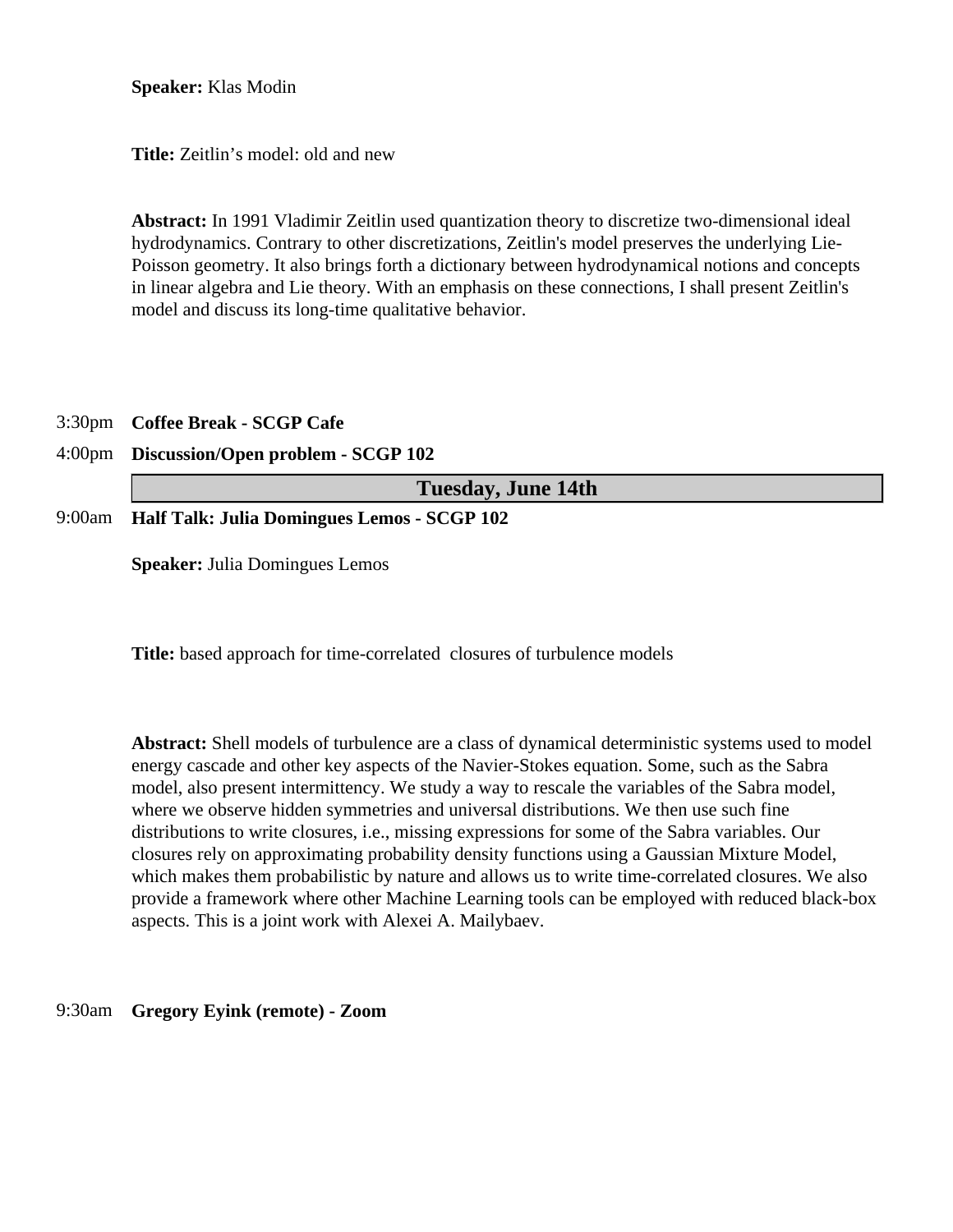**Speaker:** Klas Modin

**Title:** Zeitlin's model: old and new

**Abstract:** In 1991 Vladimir Zeitlin used quantization theory to discretize two-dimensional ideal hydrodynamics. Contrary to other discretizations, Zeitlin's model preserves the underlying Lie-Poisson geometry. It also brings forth a dictionary between hydrodynamical notions and concepts in linear algebra and Lie theory. With an emphasis on these connections, I shall present Zeitlin's model and discuss its long-time qualitative behavior.

3:30pm **Coffee Break - SCGP Cafe**

4:00pm **Discussion/Open problem - SCGP 102**

## Tuesday, June 14th

9:00am **Half Talk: Julia Domingues Lemos - SCGP 102**

**Speaker:** Julia Domingues Lemos

**Title:** based approach for time-correlated closures of turbulence models

**Abstract:** Shell models of turbulence are a class of dynamical deterministic systems used to model energy cascade and other key aspects of the Navier-Stokes equation. Some, such as the Sabra model, also present intermittency. We study a way to rescale the variables of the Sabra model, where we observe hidden symmetries and universal distributions. We then use such fine distributions to write closures, i.e., missing expressions for some of the Sabra variables. Our closures rely on approximating probability density functions using a Gaussian Mixture Model, which makes them probabilistic by nature and allows us to write time-correlated closures. We also provide a framework where other Machine Learning tools can be employed with reduced black-box aspects. This is a joint work with Alexei A. Mailybaev.

9:30am **Gregory Eyink (remote) - Zoom**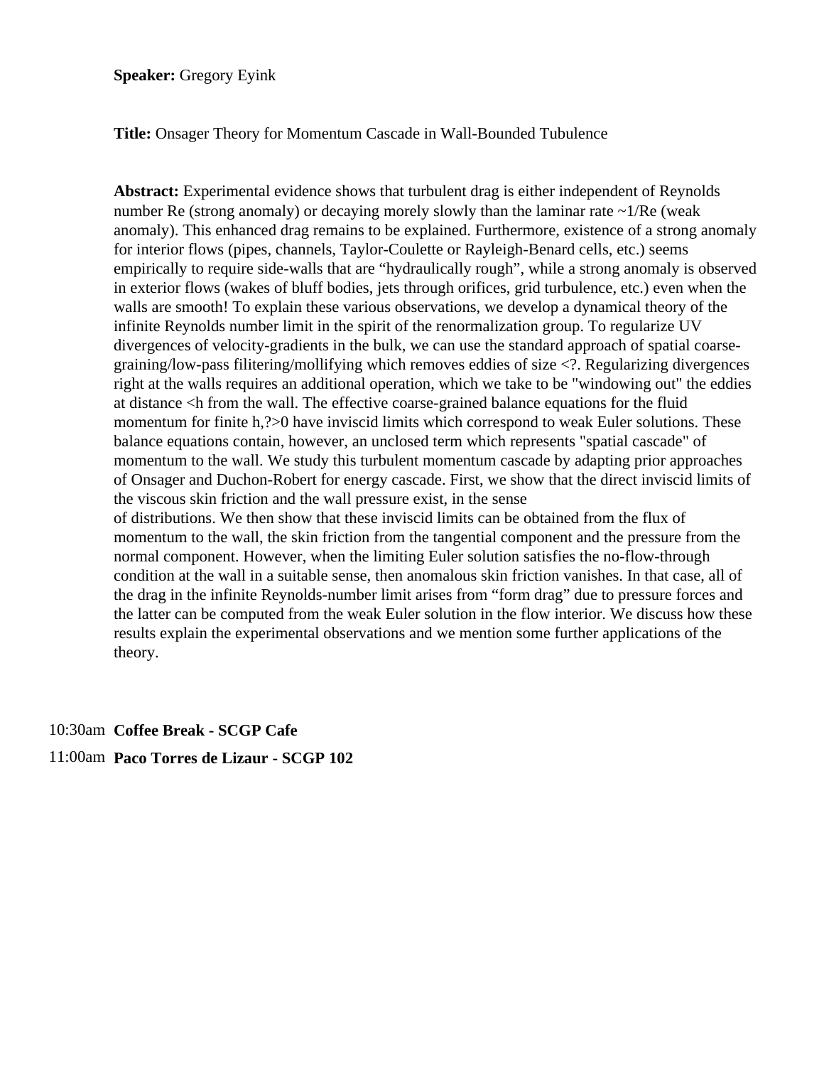**Speaker:** Gregory Eyink

**Title:** Onsager Theory for Momentum Cascade in Wall-Bounded Tubulence

**Abstract:** Experimental evidence shows that turbulent drag is either independent of Reynolds number Re (strong anomaly) or decaying morely slowly than the laminar rate ~1/Re (weak anomaly). This enhanced drag remains to be explained. Furthermore, existence of a strong anomaly for interior flows (pipes, channels, Taylor-Coulette or Rayleigh-Benard cells, etc.) seems empirically to require side-walls that are "hydraulically rough", while a strong anomaly is observed in exterior flows (wakes of bluff bodies, jets through orifices, grid turbulence, etc.) even when the walls are smooth! To explain these various observations, we develop a dynamical theory of the infinite Reynolds number limit in the spirit of the renormalization group. To regularize UV divergences of velocity-gradients in the bulk, we can use the standard approach of spatial coarse-graining/low-pass filitering/mollifying which removes eddies of size <?. Regularizing divergences right at the walls requires an additional operation, which we take to be "windowing out" the eddies at distance <h from the wall. The effective coarse-grained balance equations for the fluid momentum for finite h,?>0 have inviscid limits which correspond to weak Euler solutions. These balance equations contain, however, an unclosed term which represents "spatial cascade" of momentum to the wall. We study this turbulent momentum cascade by adapting prior approaches of Onsager and Duchon-Robert for energy cascade. First, we show that the direct inviscid limits of the viscous skin friction and the wall pressure exist, in the sense of distributions. We then show that these inviscid limits can be obtained from the flux of momentum to the wall, the skin friction from the tangential component and the pressure from the normal component. However, when the limiting Euler solution satisfies the no-flow-through condition at the wall in a suitable sense, then anomalous skin friction vanishes. In that case, all of the drag in the infinite Reynolds-number limit arises from "form drag" due to pressure forces and the latter can be computed from the weak Euler solution in the flow interior. We discuss how these results explain the experimental observations and we mention some further applications of the theory.

10:30am **Coffee Break - SCGP Cafe**

11:00am **Paco Torres de Lizaur - SCGP 102**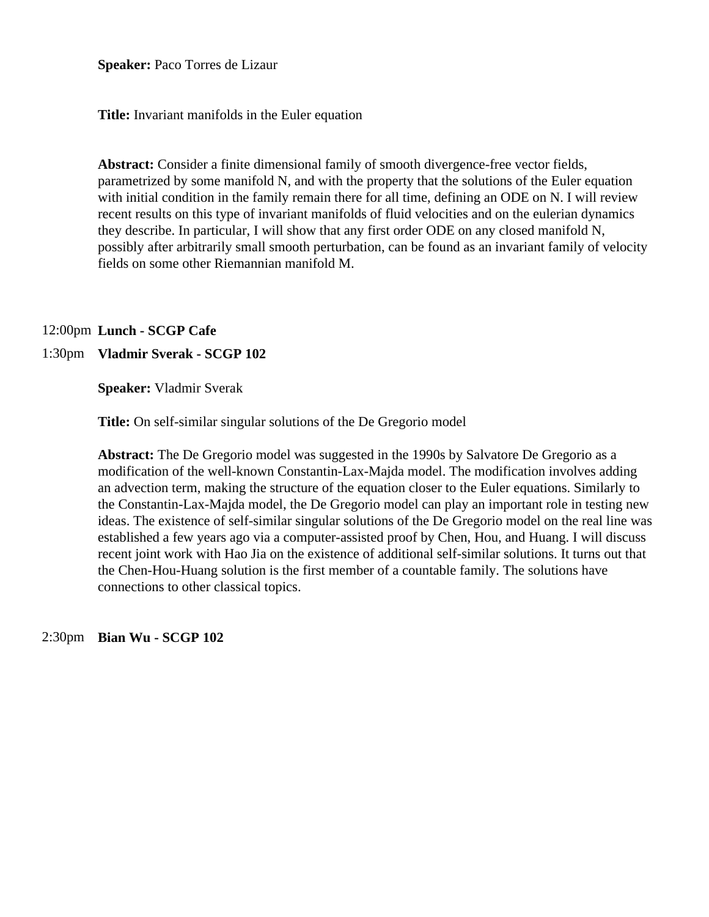**Speaker:** Paco Torres de Lizaur

**Title:** Invariant manifolds in the Euler equation

**Abstract:** Consider a finite dimensional family of smooth divergence-free vector fields, parametrized by some manifold N, and with the property that the solutions of the Euler equation with initial condition in the family remain there for all time, defining an ODE on N. I will review recent results on this type of invariant manifolds of fluid velocities and on the eulerian dynamics they describe. In particular, I will show that any first order ODE on any closed manifold N, possibly after arbitrarily small smooth perturbation, can be found as an invariant family of velocity fields on some other Riemannian manifold M.

12:00pm **Lunch - SCGP Cafe**

1:30pm **Vladmir Sverak - SCGP 102**

**Speaker:** Vladmir Sverak

**Title:** On self-similar singular solutions of the De Gregorio model

**Abstract:** The De Gregorio model was suggested in the 1990s by Salvatore De Gregorio as a modification of the well-known Constantin-Lax-Majda model. The modification involves adding an advection term, making the structure of the equation closer to the Euler equations. Similarly to the Constantin-Lax-Majda model, the De Gregorio model can play an important role in testing new ideas. The existence of self-similar singular solutions of the De Gregorio model on the real line was established a few years ago via a computer-assisted proof by Chen, Hou, and Huang. I will discuss recent joint work with Hao Jia on the existence of additional self-similar solutions. It turns out that the Chen-Hou-Huang solution is the first member of a countable family. The solutions have connections to other classical topics.

2:30pm **Bian Wu - SCGP 102**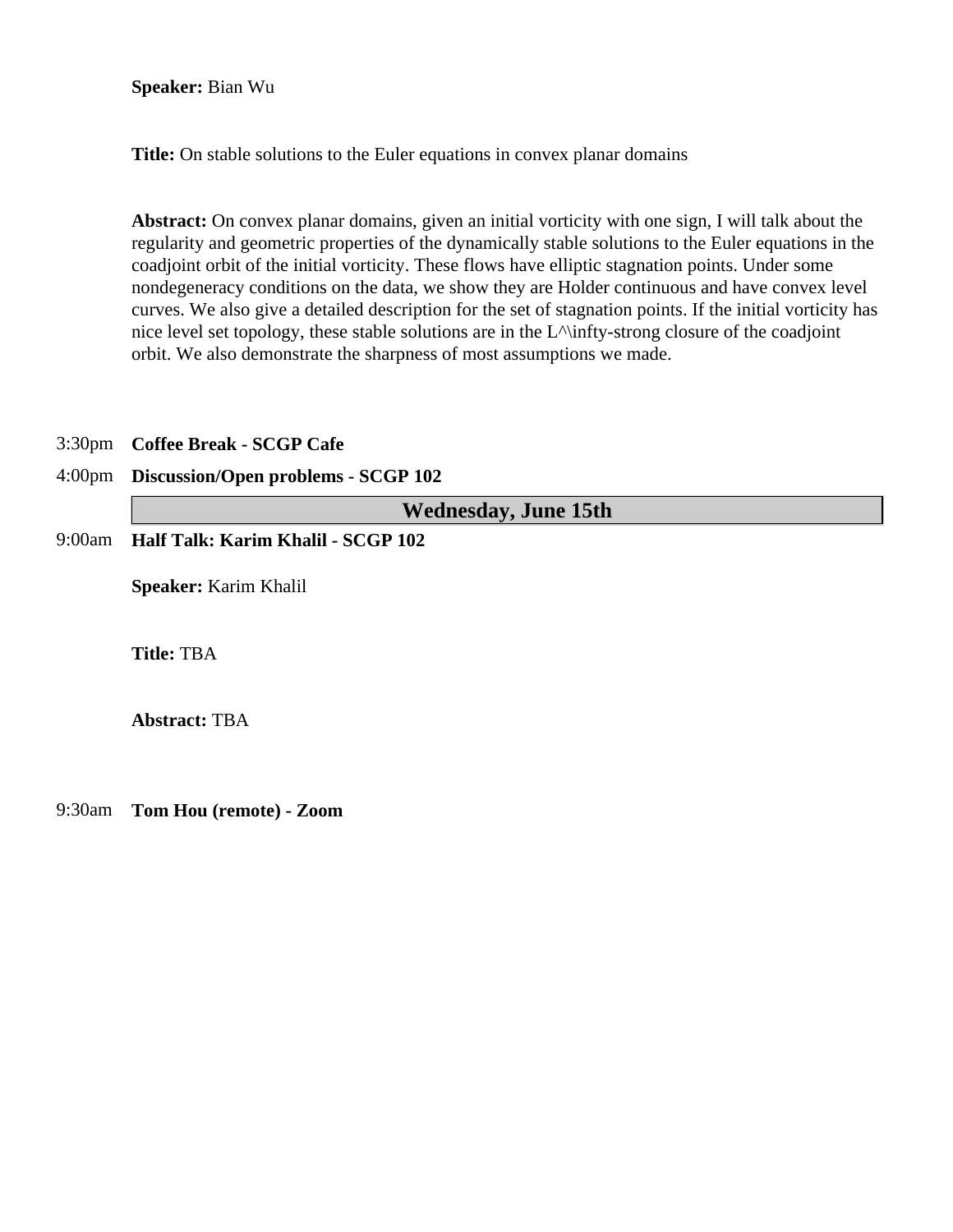**Speaker:** Bian Wu

**Title:** On stable solutions to the Euler equations in convex planar domains

**Abstract:** On convex planar domains, given an initial vorticity with one sign, I will talk about the regularity and geometric properties of the dynamically stable solutions to the Euler equations in the coadjoint orbit of the initial vorticity. These flows have elliptic stagnation points. Under some nondegeneracy conditions on the data, we show they are Holder continuous and have convex level curves. We also give a detailed description for the set of stagnation points. If the initial vorticity has nice level set topology, these stable solutions are in the L^\infty-strong closure of the coadjoint orbit. We also demonstrate the sharpness of most assumptions we made.

3:30pm **Coffee Break - SCGP Cafe**

4:00pm **Discussion/Open problems - SCGP 102**

## Wednesday, June 15th

9:00am **Half Talk: Karim Khalil - SCGP 102**

**Speaker:** Karim Khalil

**Title:** TBA

**Abstract:** TBA

9:30am **Tom Hou (remote) - Zoom**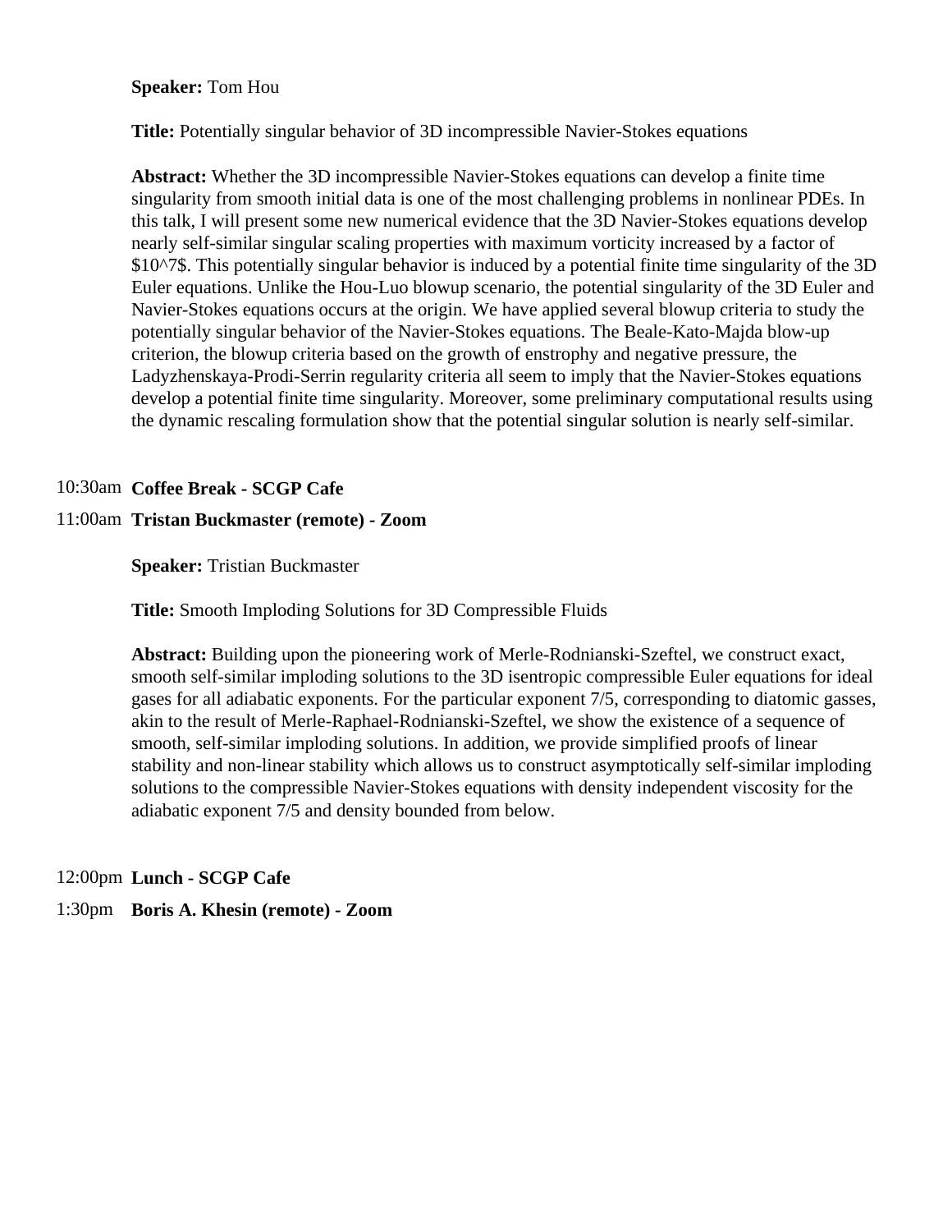**Speaker:** Tom Hou

**Title:** Potentially singular behavior of 3D incompressible Navier-Stokes equations

**Abstract:** Whether the 3D incompressible Navier-Stokes equations can develop a finite time singularity from smooth initial data is one of the most challenging problems in nonlinear PDEs. In this talk, I will present some new numerical evidence that the 3D Navier-Stokes equations develop nearly self-similar singular scaling properties with maximum vorticity increased by a factor of $10^7$. This potentially singular behavior is induced by a potential finite time singularity of the 3D Euler equations. Unlike the Hou-Luo blowup scenario, the potential singularity of the 3D Euler and Navier-Stokes equations occurs at the origin. We have applied several blowup criteria to study the potentially singular behavior of the Navier-Stokes equations. The Beale-Kato-Majda blow-up criterion, the blowup criteria based on the growth of enstrophy and negative pressure, the Ladyzhenskaya-Prodi-Serrin regularity criteria all seem to imply that the Navier-Stokes equations develop a potential finite time singularity. Moreover, some preliminary computational results using the dynamic rescaling formulation show that the potential singular solution is nearly self-similar.

10:30am **Coffee Break - SCGP Cafe**

11:00am **Tristan Buckmaster (remote) - Zoom**

**Speaker:** Tristian Buckmaster

**Title:** Smooth Imploding Solutions for 3D Compressible Fluids

**Abstract:** Building upon the pioneering work of Merle-Rodnianski-Szeftel, we construct exact, smooth self-similar imploding solutions to the 3D isentropic compressible Euler equations for ideal gases for all adiabatic exponents. For the particular exponent 7/5, corresponding to diatomic gasses, akin to the result of Merle-Raphael-Rodnianski-Szeftel, we show the existence of a sequence of smooth, self-similar imploding solutions. In addition, we provide simplified proofs of linear stability and non-linear stability which allows us to construct asymptotically self-similar imploding solutions to the compressible Navier-Stokes equations with density independent viscosity for the adiabatic exponent 7/5 and density bounded from below.

12:00pm **Lunch - SCGP Cafe**

1:30pm **Boris A. Khesin (remote) - Zoom**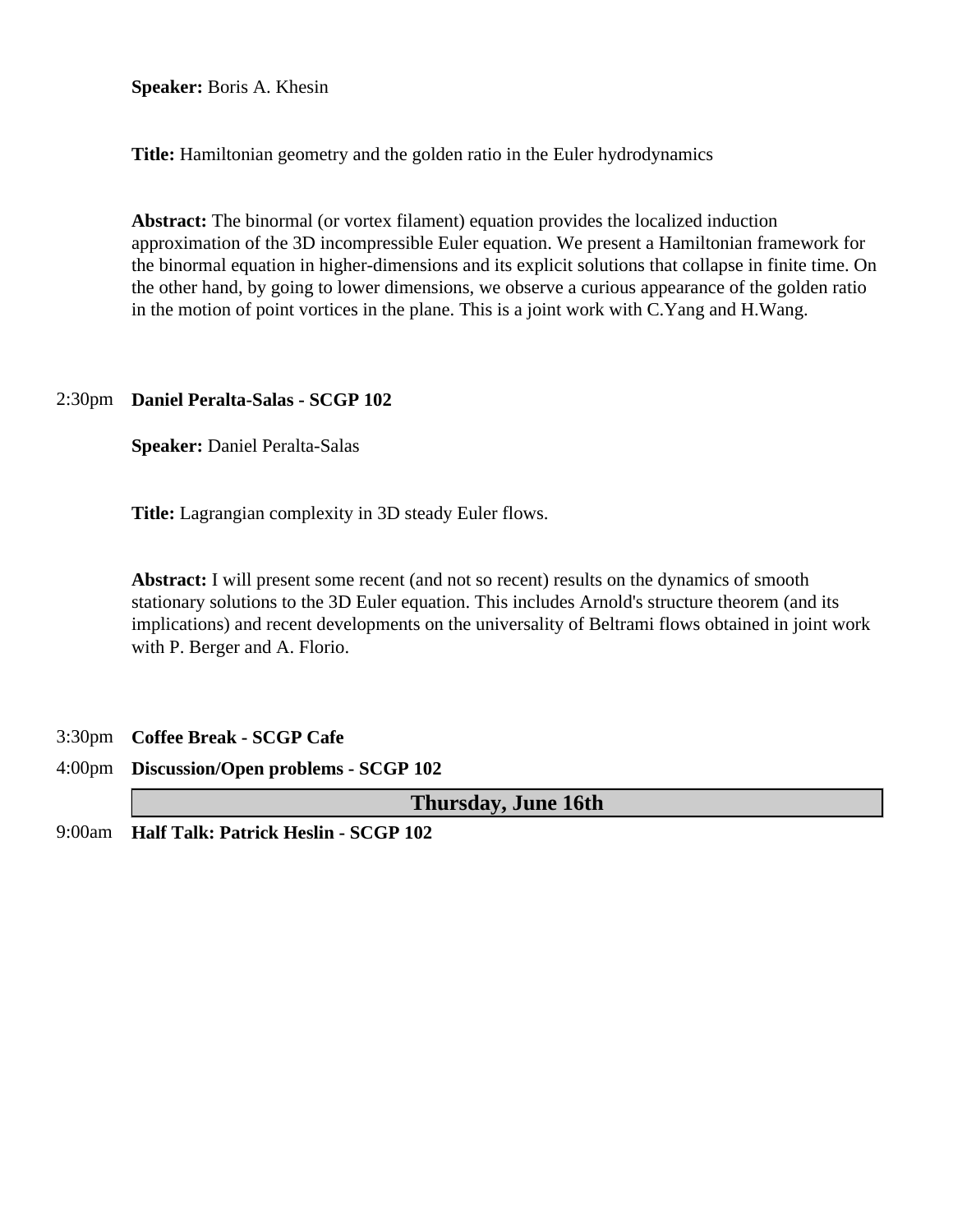**Speaker:** Boris A. Khesin

**Title:** Hamiltonian geometry and the golden ratio in the Euler hydrodynamics

**Abstract:** The binormal (or vortex filament) equation provides the localized induction approximation of the 3D incompressible Euler equation. We present a Hamiltonian framework for the binormal equation in higher-dimensions and its explicit solutions that collapse in finite time. On the other hand, by going to lower dimensions, we observe a curious appearance of the golden ratio in the motion of point vortices in the plane. This is a joint work with C.Yang and H.Wang.

2:30pm **Daniel Peralta-Salas - SCGP 102**

**Speaker:** Daniel Peralta-Salas

**Title:** Lagrangian complexity in 3D steady Euler flows.

**Abstract:** I will present some recent (and not so recent) results on the dynamics of smooth stationary solutions to the 3D Euler equation. This includes Arnold's structure theorem (and its implications) and recent developments on the universality of Beltrami flows obtained in joint work with P. Berger and A. Florio.

3:30pm **Coffee Break - SCGP Cafe**

4:00pm **Discussion/Open problems - SCGP 102**

## Thursday, June 16th

9:00am **Half Talk: Patrick Heslin - SCGP 102**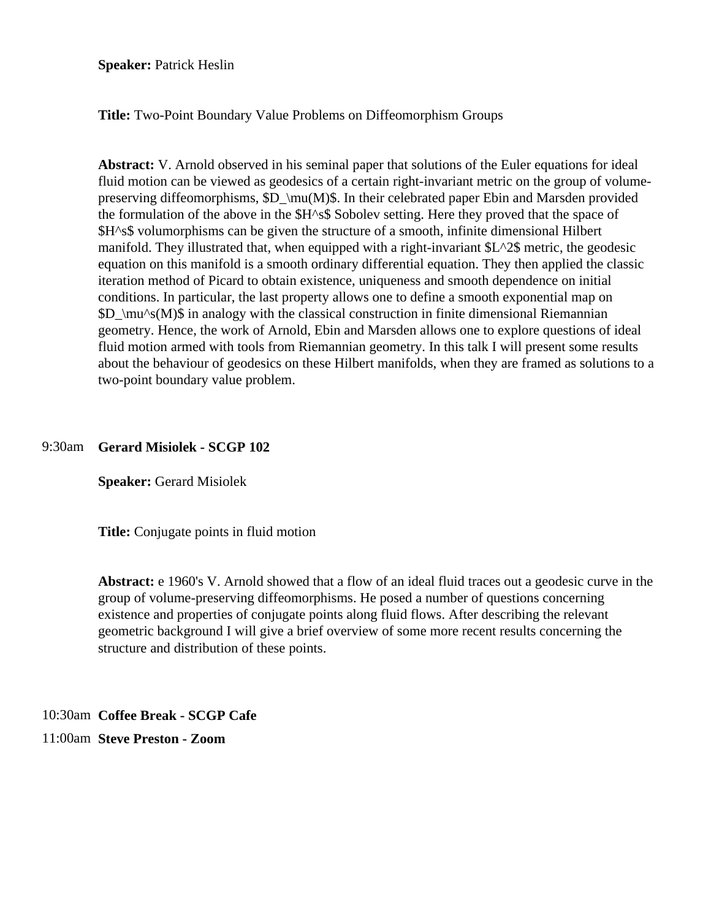**Speaker:** Patrick Heslin

**Title:** Two-Point Boundary Value Problems on Diffeomorphism Groups

**Abstract:** V. Arnold observed in his seminal paper that solutions of the Euler equations for ideal fluid motion can be viewed as geodesics of a certain right-invariant metric on the group of volume-preserving diffeomorphisms, $D_\mu(M)$. In their celebrated paper Ebin and Marsden provided the formulation of the above in the $H^s$ Sobolev setting. Here they proved that the space of $H^s$ volumorphisms can be given the structure of a smooth, infinite dimensional Hilbert manifold. They illustrated that, when equipped with a right-invariant $L^2$ metric, the geodesic equation on this manifold is a smooth ordinary differential equation. They then applied the classic iteration method of Picard to obtain existence, uniqueness and smooth dependence on initial conditions. In particular, the last property allows one to define a smooth exponential map on $D_\mu^s(M)$ in analogy with the classical construction in finite dimensional Riemannian geometry. Hence, the work of Arnold, Ebin and Marsden allows one to explore questions of ideal fluid motion armed with tools from Riemannian geometry. In this talk I will present some results about the behaviour of geodesics on these Hilbert manifolds, when they are framed as solutions to a two-point boundary value problem.

9:30am **Gerard Misiolek - SCGP 102**

**Speaker:** Gerard Misiolek

**Title:** Conjugate points in fluid motion

**Abstract:** e 1960's V. Arnold showed that a flow of an ideal fluid traces out a geodesic curve in the group of volume-preserving diffeomorphisms. He posed a number of questions concerning existence and properties of conjugate points along fluid flows. After describing the relevant geometric background I will give a brief overview of some more recent results concerning the structure and distribution of these points.

10:30am **Coffee Break - SCGP Cafe**

11:00am **Steve Preston - Zoom**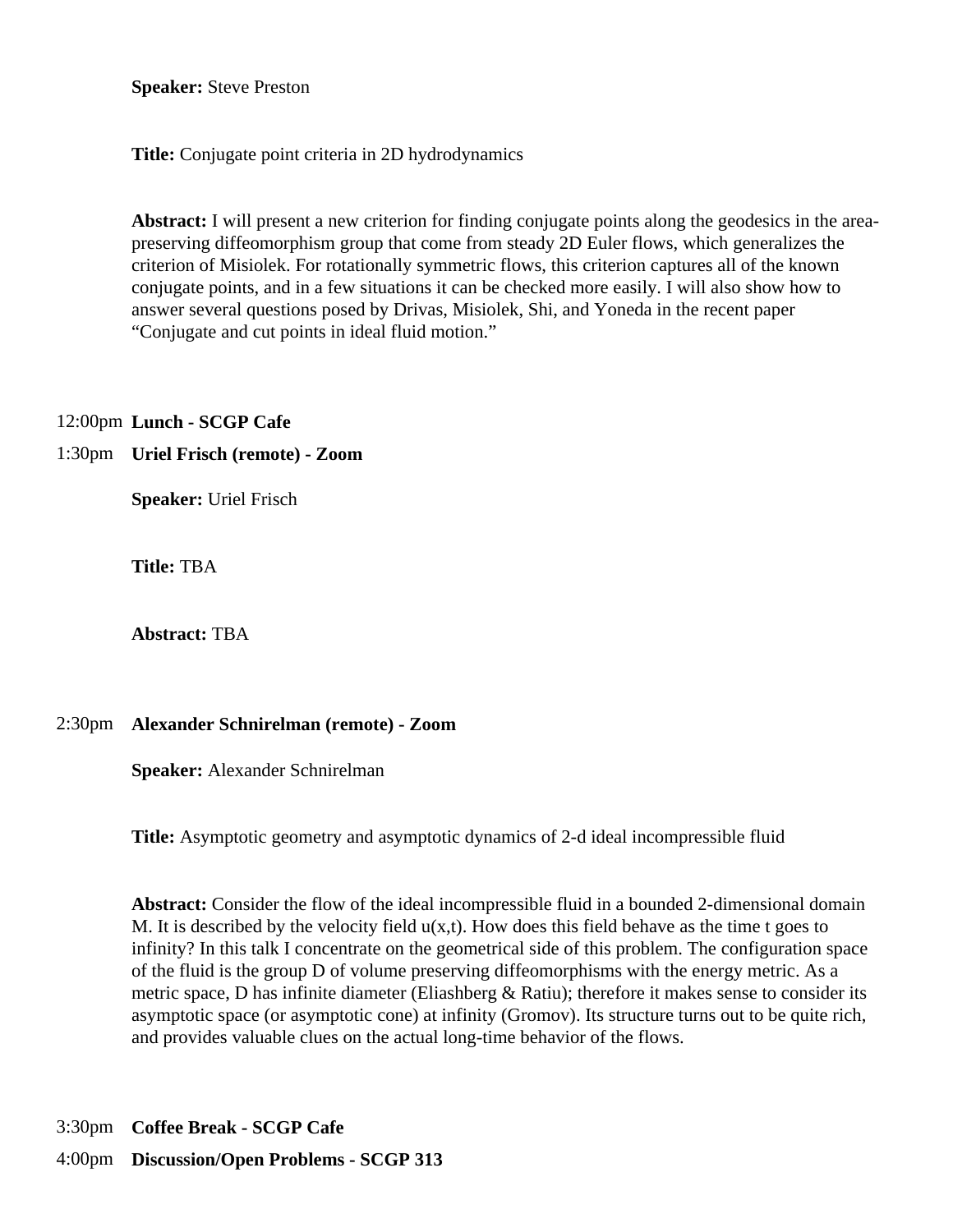**Speaker:** Steve Preston

**Title:** Conjugate point criteria in 2D hydrodynamics

**Abstract:** I will present a new criterion for finding conjugate points along the geodesics in the area-preserving diffeomorphism group that come from steady 2D Euler flows, which generalizes the criterion of Misiolek. For rotationally symmetric flows, this criterion captures all of the known conjugate points, and in a few situations it can be checked more easily. I will also show how to answer several questions posed by Drivas, Misiolek, Shi, and Yoneda in the recent paper "Conjugate and cut points in ideal fluid motion."

12:00pm **Lunch - SCGP Cafe**

1:30pm **Uriel Frisch (remote) - Zoom**

**Speaker:** Uriel Frisch

**Title:** TBA

**Abstract:** TBA

2:30pm **Alexander Schnirelman (remote) - Zoom**

**Speaker:** Alexander Schnirelman

**Title:** Asymptotic geometry and asymptotic dynamics of 2-d ideal incompressible fluid

**Abstract:** Consider the flow of the ideal incompressible fluid in a bounded 2-dimensional domain M. It is described by the velocity field u(x,t). How does this field behave as the time t goes to infinity? In this talk I concentrate on the geometrical side of this problem. The configuration space of the fluid is the group D of volume preserving diffeomorphisms with the energy metric. As a metric space, D has infinite diameter (Eliashberg & Ratiu); therefore it makes sense to consider its asymptotic space (or asymptotic cone) at infinity (Gromov). Its structure turns out to be quite rich, and provides valuable clues on the actual long-time behavior of the flows.

3:30pm **Coffee Break - SCGP Cafe**

4:00pm **Discussion/Open Problems - SCGP 313**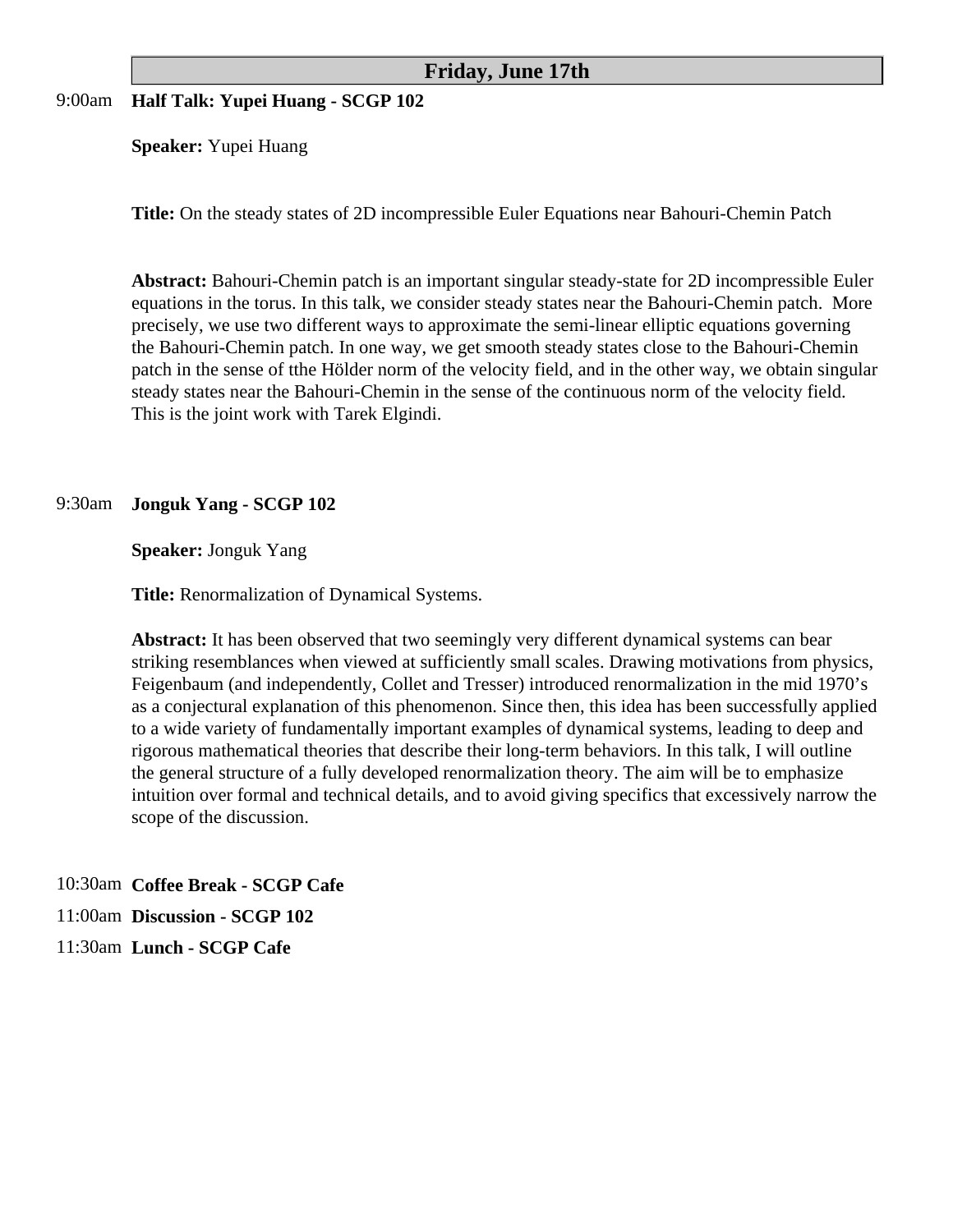## Friday, June 17th

9:00am **Half Talk: Yupei Huang - SCGP 102**

**Speaker:** Yupei Huang

**Title:** On the steady states of 2D incompressible Euler Equations near Bahouri-Chemin Patch

**Abstract:** Bahouri-Chemin patch is an important singular steady-state for 2D incompressible Euler equations in the torus. In this talk, we consider steady states near the Bahouri-Chemin patch. More precisely, we use two different ways to approximate the semi-linear elliptic equations governing the Bahouri-Chemin patch. In one way, we get smooth steady states close to the Bahouri-Chemin patch in the sense of tthe Hölder norm of the velocity field, and in the other way, we obtain singular steady states near the Bahouri-Chemin in the sense of the continuous norm of the velocity field. This is the joint work with Tarek Elgindi.

9:30am **Jonguk Yang - SCGP 102**

**Speaker:** Jonguk Yang

**Title:** Renormalization of Dynamical Systems.

**Abstract:** It has been observed that two seemingly very different dynamical systems can bear striking resemblances when viewed at sufficiently small scales. Drawing motivations from physics, Feigenbaum (and independently, Collet and Tresser) introduced renormalization in the mid 1970's as a conjectural explanation of this phenomenon. Since then, this idea has been successfully applied to a wide variety of fundamentally important examples of dynamical systems, leading to deep and rigorous mathematical theories that describe their long-term behaviors. In this talk, I will outline the general structure of a fully developed renormalization theory. The aim will be to emphasize intuition over formal and technical details, and to avoid giving specifics that excessively narrow the scope of the discussion.

10:30am **Coffee Break - SCGP Cafe**

11:00am **Discussion - SCGP 102**

11:30am **Lunch - SCGP Cafe**